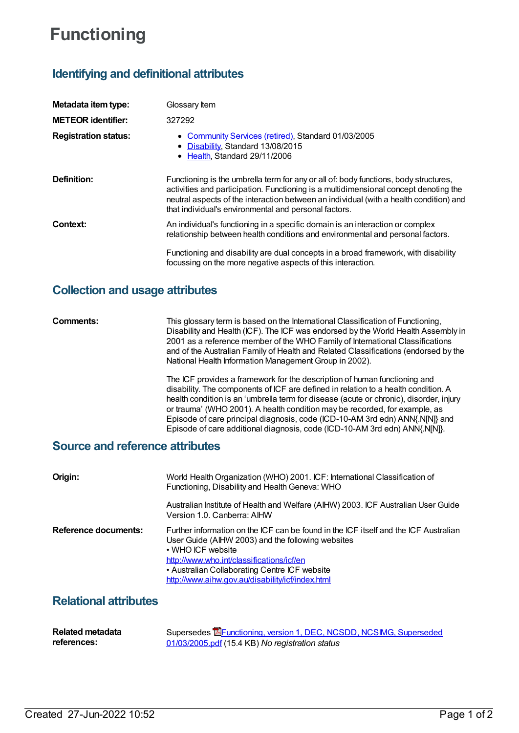# Functioning

## Identifying and definitional attributes

**Metadata item type:** Glossary Item

**METEOR identifier:** 327292

**Registration status:**

- Community Services (retired), Standard 01/03/2005
- Disability, Standard 13/08/2015
- Health, Standard 29/11/2006

**Definition:** Functioning is the umbrella term for any or all of: body functions, body structures, activities and participation. Functioning is a multidimensional concept denoting the neutral aspects of the interaction between an individual (with a health condition) and that individual's environmental and personal factors.

**Context:** An individual's functioning in a specific domain is an interaction or complex relationship between health conditions and environmental and personal factors.

Functioning and disability are dual concepts in a broad framework, with disability focussing on the more negative aspects of this interaction.

## Collection and usage attributes

**Comments:** This glossary term is based on the International Classification of Functioning, Disability and Health (ICF). The ICF was endorsed by the World Health Assembly in 2001 as a reference member of the WHO Family of International Classifications and of the Australian Family of Health and Related Classifications (endorsed by the National Health Information Management Group in 2002).

The ICF provides a framework for the description of human functioning and disability. The components of ICF are defined in relation to a health condition. A health condition is an 'umbrella term for disease (acute or chronic), disorder, injury or trauma' (WHO 2001). A health condition may be recorded, for example, as Episode of care principal diagnosis, code (ICD-10-AM 3rd edn) ANN{.N[N]} and Episode of care additional diagnosis, code (ICD-10-AM 3rd edn) ANN{.N[N]}.

## Source and reference attributes

**Origin:** World Health Organization (WHO) 2001. ICF: International Classification of Functioning, Disability and Health Geneva: WHO

Australian Institute of Health and Welfare (AIHW) 2003. ICF Australian User Guide Version 1.0. Canberra: AIHW

**Reference documents:** Further information on the ICF can be found in the ICF itself and the ICF Australian User Guide (AIHW 2003) and the following websites
• WHO ICF website
http://www.who.int/classifications/icf/en
• Australian Collaborating Centre ICF website
http://www.aihw.gov.au/disability/icf/index.html

## Relational attributes

**Related metadata references:** Supersedes Functioning, version 1, DEC, NCSDD, NCSIMG, Superseded 01/03/2005.pdf (15.4 KB) *No registration status*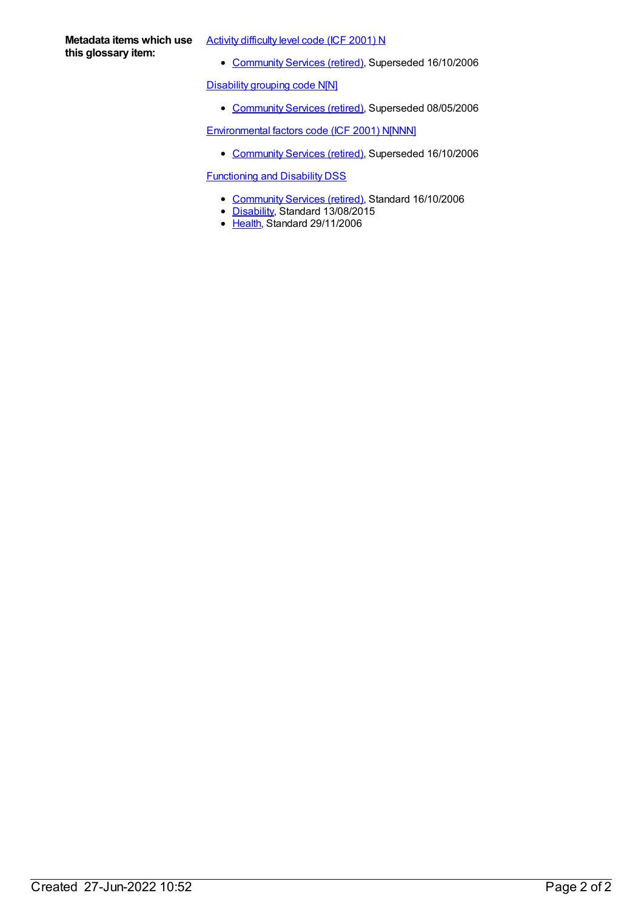**Metadata items which use this glossary item:**

Activity difficulty level code (ICF 2001) N

- Community Services (retired), Superseded 16/10/2006

Disability grouping code N[N]

- Community Services (retired), Superseded 08/05/2006

Environmental factors code (ICF 2001) N[NNN]

- Community Services (retired), Superseded 16/10/2006

Functioning and Disability DSS

- Community Services (retired), Standard 16/10/2006
- Disability, Standard 13/08/2015
- Health, Standard 29/11/2006